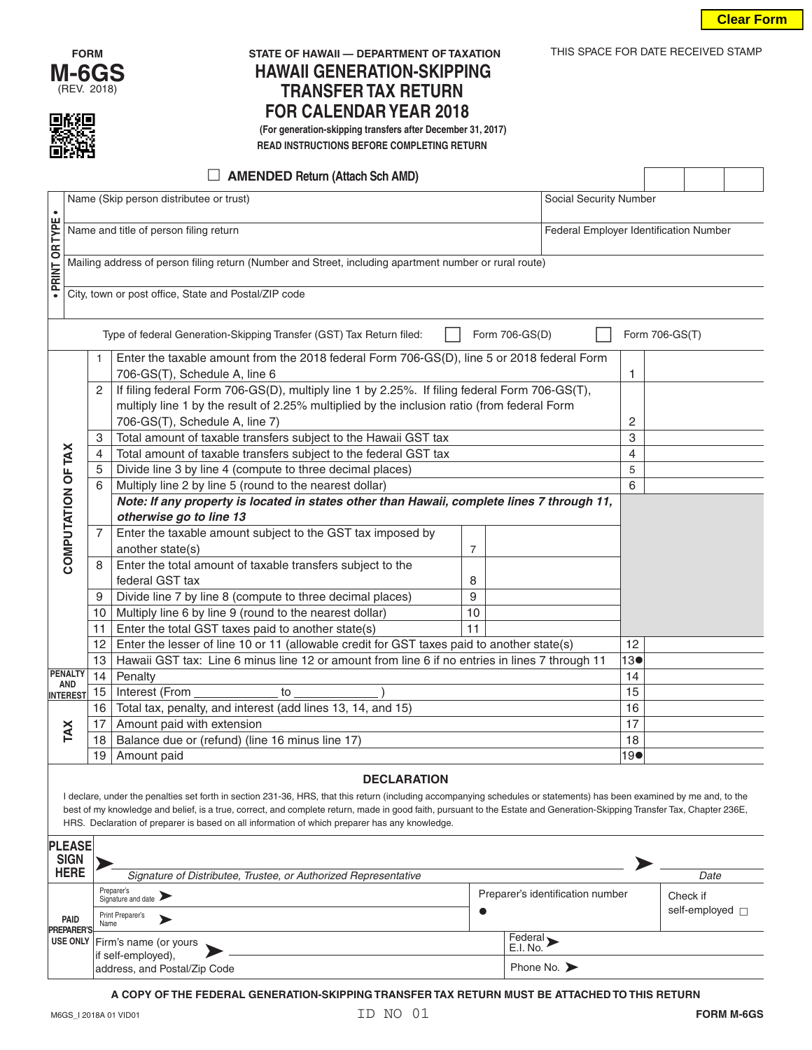Clear Form

FORM **M-6GS** (REV. 2018)

STATE OF HAWAII — DEPARTMENT OF TAXATION

# HAWAII GENERATION-SKIPPING TRANSFER TAX RETURN FOR CALENDAR YEAR 2018

**(For generation-skipping transfers after December 31, 2017)**

**READ INSTRUCTIONS BEFORE COMPLETING RETURN**

THIS SPACE FOR DATE RECEIVED STAMP

☐ **AMENDED Return (Attach Sch AMD)**

• PRINT OR TYPE •

| | |
|---|---|
| Name (Skip person distributee or trust) | Social Security Number |
| Name and title of person filing return | Federal Employer Identification Number |
| Mailing address of person filing return (Number and Street, including apartment number or rural route) | |
| City, town or post office, State and Postal/ZIP code | |

Type of federal Generation-Skipping Transfer (GST) Tax Return filed: ☐ Form 706-GS(D) ☐ Form 706-GS(T)

**COMPUTATION OF TAX**

| | | | | | |
|---|---|---|---|---|---|
| 1 | Enter the taxable amount from the 2018 federal Form 706-GS(D), line 5 or 2018 federal Form 706-GS(T), Schedule A, line 6 | | | 1 | |
| 2 | If filing federal Form 706-GS(D), multiply line 1 by 2.25%. If filing federal Form 706-GS(T), multiply line 1 by the result of 2.25% multiplied by the inclusion ratio (from federal Form 706-GS(T), Schedule A, line 7) | | | 2 | |
| 3 | Total amount of taxable transfers subject to the Hawaii GST tax | | | 3 | |
| 4 | Total amount of taxable transfers subject to the federal GST tax | | | 4 | |
| 5 | Divide line 3 by line 4 (compute to three decimal places) | | | 5 | |
| 6 | Multiply line 2 by line 5 (round to the nearest dollar) | | | 6 | |
| | ***Note: If any property is located in states other than Hawaii, complete lines 7 through 11, otherwise go to line 13*** | | | | |
| 7 | Enter the taxable amount subject to the GST tax imposed by another state(s) | 7 | | | |
| 8 | Enter the total amount of taxable transfers subject to the federal GST tax | 8 | | | |
| 9 | Divide line 7 by line 8 (compute to three decimal places) | 9 | | | |
| 10 | Multiply line 6 by line 9 (round to the nearest dollar) | 10 | | | |
| 11 | Enter the total GST taxes paid to another state(s) | 11 | | | |
| 12 | Enter the lesser of line 10 or 11 (allowable credit for GST taxes paid to another state(s) | | | 12 | |
| 13 | Hawaii GST tax: Line 6 minus line 12 or amount from line 6 if no entries in lines 7 through 11 | | | 13● | |

**PENALTY AND INTEREST / TAX**

| | | | |
|---|---|---|---|
| 14 | Penalty | 14 | |
| 15 | Interest (From ____________ to ____________ ) | 15 | |
| 16 | Total tax, penalty, and interest (add lines 13, 14, and 15) | 16 | |
| 17 | Amount paid with extension | 17 | |
| 18 | Balance due or (refund) (line 16 minus line 17) | 18 | |
| 19 | Amount paid | 19● | |

## DECLARATION

I declare, under the penalties set forth in section 231-36, HRS, that this return (including accompanying schedules or statements) has been examined by me and, to the best of my knowledge and belief, is a true, correct, and complete return, made in good faith, pursuant to the Estate and Generation-Skipping Transfer Tax, Chapter 236E, HRS. Declaration of preparer is based on all information of which preparer has any knowledge.

**PLEASE SIGN HERE**

➤ ________________________________ ➤ ____________

Signature of Distributee, Trustee, or Authorized Representative — Date

**PAID PREPARER'S USE ONLY**

| | | |
|---|---|---|
| Preparer's Signature and date ➤ | Preparer's identification number ● | Check if self-employed ☐ |
| Print Preparer's Name ➤ | | |
| Firm's name (or yours if self-employed), address, and Postal/Zip Code ➤ | Federal E.I. No. ➤ | |
| | Phone No. ➤ | |

**A COPY OF THE FEDERAL GENERATION-SKIPPING TRANSFER TAX RETURN MUST BE ATTACHED TO THIS RETURN**

M6GS_I 2018A 01 VID01 ID NO 01 **FORM M-6GS**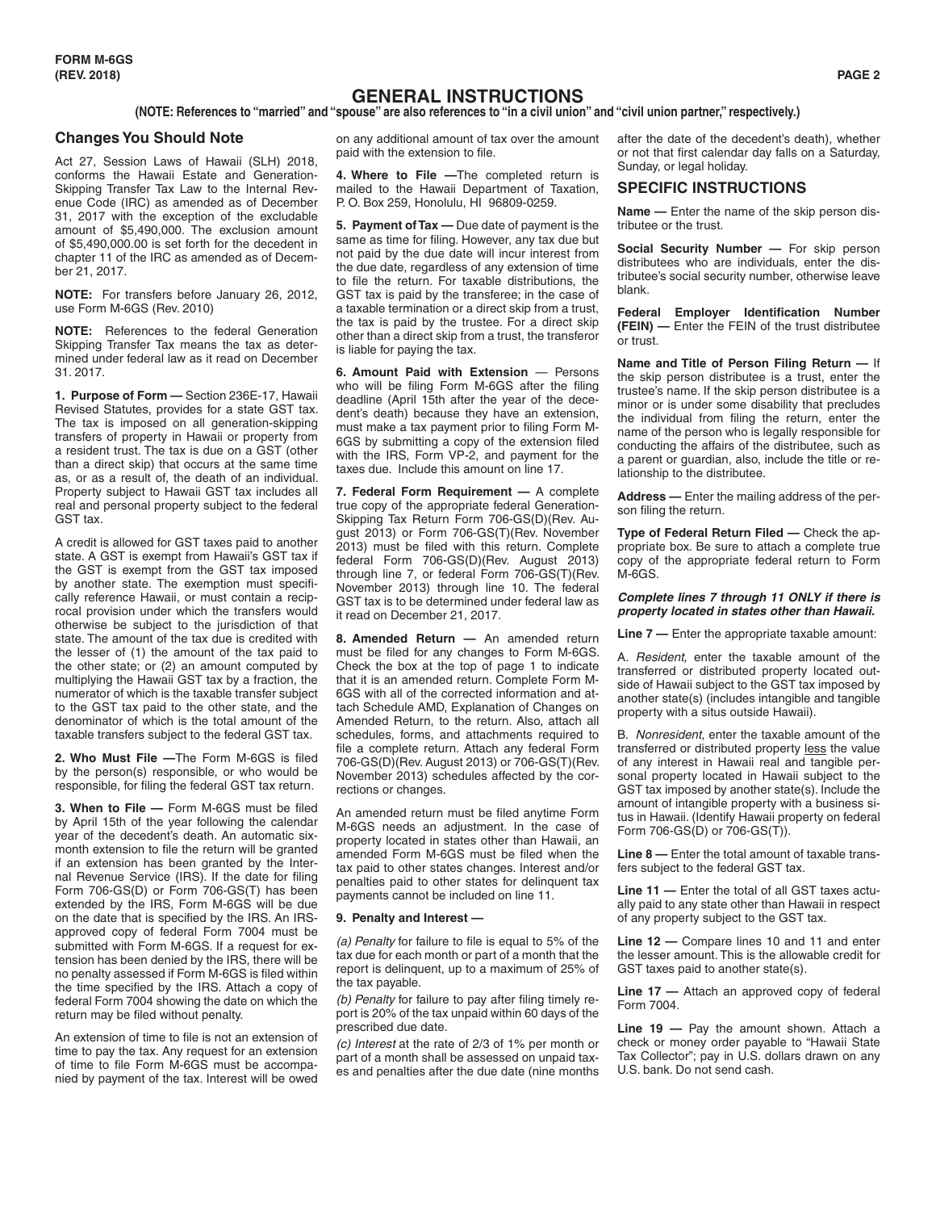# GENERAL INSTRUCTIONS

**(NOTE: References to "married" and "spouse" are also references to "in a civil union" and "civil union partner," respectively.)**

## Changes You Should Note

Act 27, Session Laws of Hawaii (SLH) 2018, conforms the Hawaii Estate and Generation-Skipping Transfer Tax Law to the Internal Revenue Code (IRC) as amended as of December 31, 2017 with the exception of the excludable amount of $5,490,000. The exclusion amount of $5,490,000.00 is set forth for the decedent in chapter 11 of the IRC as amended as of December 21, 2017.

**NOTE:** For transfers before January 26, 2012, use Form M-6GS (Rev. 2010)

**NOTE:** References to the federal Generation Skipping Transfer Tax means the tax as determined under federal law as it read on December 31. 2017.

**1. Purpose of Form —** Section 236E-17, Hawaii Revised Statutes, provides for a state GST tax. The tax is imposed on all generation-skipping transfers of property in Hawaii or property from a resident trust. The tax is due on a GST (other than a direct skip) that occurs at the same time as, or as a result of, the death of an individual. Property subject to Hawaii GST tax includes all real and personal property subject to the federal GST tax.

A credit is allowed for GST taxes paid to another state. A GST is exempt from Hawaii's GST tax if the GST is exempt from the GST tax imposed by another state. The exemption must specifically reference Hawaii, or must contain a reciprocal provision under which the transfers would otherwise be subject to the jurisdiction of that state. The amount of the tax due is credited with the lesser of (1) the amount of the tax paid to the other state; or (2) an amount computed by multiplying the Hawaii GST tax by a fraction, the numerator of which is the taxable transfer subject to the GST tax paid to the other state, and the denominator of which is the total amount of the taxable transfers subject to the federal GST tax.

**2. Who Must File —**The Form M-6GS is filed by the person(s) responsible, or who would be responsible, for filing the federal GST tax return.

**3. When to File —** Form M-6GS must be filed by April 15th of the year following the calendar year of the decedent's death. An automatic six-month extension to file the return will be granted if an extension has been granted by the Internal Revenue Service (IRS). If the date for filing Form 706-GS(D) or Form 706-GS(T) has been extended by the IRS, Form M-6GS will be due on the date that is specified by the IRS. An IRS-approved copy of federal Form 7004 must be submitted with Form M-6GS. If a request for extension has been denied by the IRS, there will be no penalty assessed if Form M-6GS is filed within the time specified by the IRS. Attach a copy of federal Form 7004 showing the date on which the return may be filed without penalty.

An extension of time to file is not an extension of time to pay the tax. Any request for an extension of time to file Form M-6GS must be accompanied by payment of the tax. Interest will be owed on any additional amount of tax over the amount paid with the extension to file.

**4. Where to File —**The completed return is mailed to the Hawaii Department of Taxation, P. O. Box 259, Honolulu, HI 96809-0259.

**5. Payment of Tax —** Due date of payment is the same as time for filing. However, any tax due but not paid by the due date will incur interest from the due date, regardless of any extension of time to file the return. For taxable distributions, the GST tax is paid by the transferee; in the case of a taxable termination or a direct skip from a trust, the tax is paid by the trustee. For a direct skip other than a direct skip from a trust, the transferor is liable for paying the tax.

**6. Amount Paid with Extension** — Persons who will be filing Form M-6GS after the filing deadline (April 15th after the year of the decedent's death) because they have an extension, must make a tax payment prior to filing Form M-6GS by submitting a copy of the extension filed with the IRS, Form VP-2, and payment for the taxes due. Include this amount on line 17.

**7. Federal Form Requirement —** A complete true copy of the appropriate federal Generation-Skipping Tax Return Form 706-GS(D)(Rev. August 2013) or Form 706-GS(T)(Rev. November 2013) must be filed with this return. Complete federal Form 706-GS(D)(Rev. August 2013) through line 7, or federal Form 706-GS(T)(Rev. November 2013) through line 10. The federal GST tax is to be determined under federal law as it read on December 21, 2017.

**8. Amended Return —** An amended return must be filed for any changes to Form M-6GS. Check the box at the top of page 1 to indicate that it is an amended return. Complete Form M-6GS with all of the corrected information and attach Schedule AMD, Explanation of Changes on Amended Return, to the return. Also, attach all schedules, forms, and attachments required to file a complete return. Attach any federal Form 706-GS(D)(Rev. August 2013) or 706-GS(T)(Rev. November 2013) schedules affected by the corrections or changes.

An amended return must be filed anytime Form M-6GS needs an adjustment. In the case of property located in states other than Hawaii, an amended Form M-6GS must be filed when the tax paid to other states changes. Interest and/or penalties paid to other states for delinquent tax payments cannot be included on line 11.

**9. Penalty and Interest —**

*(a) Penalty* for failure to file is equal to 5% of the tax due for each month or part of a month that the report is delinquent, up to a maximum of 25% of the tax payable.

*(b) Penalty* for failure to pay after filing timely report is 20% of the tax unpaid within 60 days of the prescribed due date.

*(c) Interest* at the rate of 2/3 of 1% per month or part of a month shall be assessed on unpaid taxes and penalties after the due date (nine months after the date of the decedent's death), whether or not that first calendar day falls on a Saturday, Sunday, or legal holiday.

## SPECIFIC INSTRUCTIONS

**Name —** Enter the name of the skip person distributee or the trust.

**Social Security Number —** For skip person distributees who are individuals, enter the distributee's social security number, otherwise leave blank.

**Federal Employer Identification Number (FEIN) —** Enter the FEIN of the trust distributee or trust.

**Name and Title of Person Filing Return —** If the skip person distributee is a trust, enter the trustee's name. If the skip person distributee is a minor or is under some disability that precludes the individual from filing the return, enter the name of the person who is legally responsible for conducting the affairs of the distributee, such as a parent or guardian, also, include the title or relationship to the distributee.

**Address —** Enter the mailing address of the person filing the return.

**Type of Federal Return Filed —** Check the appropriate box. Be sure to attach a complete true copy of the appropriate federal return to Form M-6GS.

***Complete lines 7 through 11 ONLY if there is property located in states other than Hawaii.***

**Line 7 —** Enter the appropriate taxable amount:

A. *Resident,* enter the taxable amount of the transferred or distributed property located outside of Hawaii subject to the GST tax imposed by another state(s) (includes intangible and tangible property with a situs outside Hawaii).

B. *Nonresident*, enter the taxable amount of the transferred or distributed property less the value of any interest in Hawaii real and tangible personal property located in Hawaii subject to the GST tax imposed by another state(s). Include the amount of intangible property with a business situs in Hawaii. (Identify Hawaii property on federal Form 706-GS(D) or 706-GS(T)).

**Line 8 —** Enter the total amount of taxable transfers subject to the federal GST tax.

**Line 11 —** Enter the total of all GST taxes actually paid to any state other than Hawaii in respect of any property subject to the GST tax.

**Line 12 —** Compare lines 10 and 11 and enter the lesser amount. This is the allowable credit for GST taxes paid to another state(s).

**Line 17 —** Attach an approved copy of federal Form 7004.

**Line 19 —** Pay the amount shown. Attach a check or money order payable to "Hawaii State Tax Collector"; pay in U.S. dollars drawn on any U.S. bank. Do not send cash.